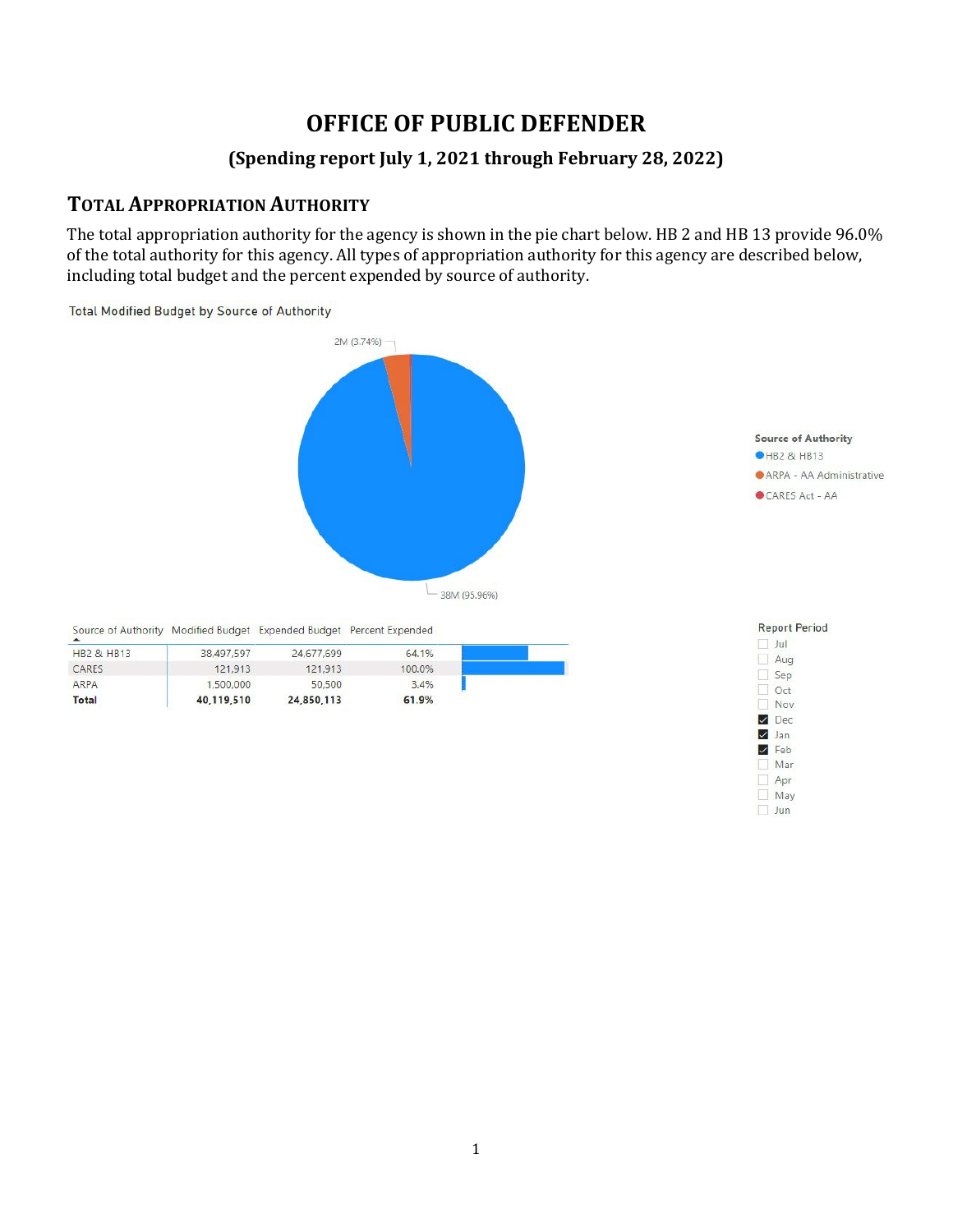# OFFICE OF PUBLIC DEFENDER

### (Spending report July 1, 2021 through February 28, 2022)

## TOTAL APPROPRIATION AUTHORITY

The total appropriation authority for the agency is shown in the pie chart below. HB 2 and HB 13 provide 96.0% of the total authority for this agency. All types of appropriation authority for this agency are described below, including total budget and the percent expended by source of authority.

Total Modified Budget by Source of Authority

2M (3.74%)

38M (95.96%)

Source of Authority
- HB2 & HB13
- ARPA - AA Administrative
- CARES Act - AA

| Source of Authority | Modified Budget | Expended Budget | Percent Expended |
|---|---|---|---|
| HB2 & HB13 | 38,497,597 | 24,677,699 | 64.1% |
| CARES | 121,913 | 121,913 | 100.0% |
| ARPA | 1,500,000 | 50,500 | 3.4% |
| **Total** | **40,119,510** | **24,850,113** | **61.9%** |

Report Period
- [ ] Jul
- [ ] Aug
- [ ] Sep
- [ ] Oct
- [ ] Nov
- [x] Dec
- [x] Jan
- [x] Feb
- [ ] Mar
- [ ] Apr
- [ ] May
- [ ] Jun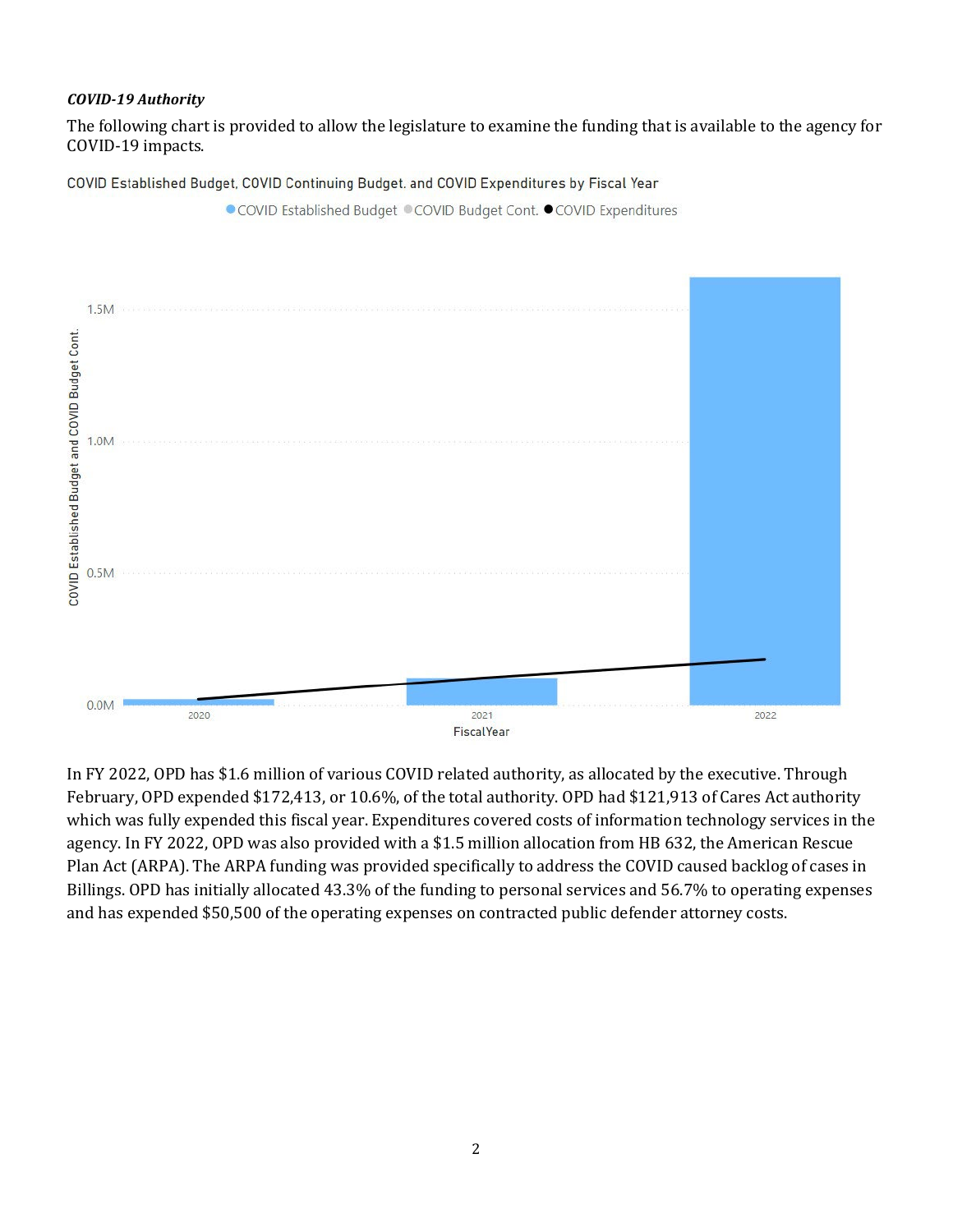***COVID-19 Authority***

The following chart is provided to allow the legislature to examine the funding that is available to the agency for COVID-19 impacts.

COVID Established Budget, COVID Continuing Budget. and COVID Expenditures by Fiscal Year

● COVID Established Budget ● COVID Budget Cont. ● COVID Expenditures

In FY 2022, OPD has $1.6 million of various COVID related authority, as allocated by the executive. Through February, OPD expended $172,413, or 10.6%, of the total authority. OPD had $121,913 of Cares Act authority which was fully expended this fiscal year. Expenditures covered costs of information technology services in the agency. In FY 2022, OPD was also provided with a $1.5 million allocation from HB 632, the American Rescue Plan Act (ARPA). The ARPA funding was provided specifically to address the COVID caused backlog of cases in Billings. OPD has initially allocated 43.3% of the funding to personal services and 56.7% to operating expenses and has expended $50,500 of the operating expenses on contracted public defender attorney costs.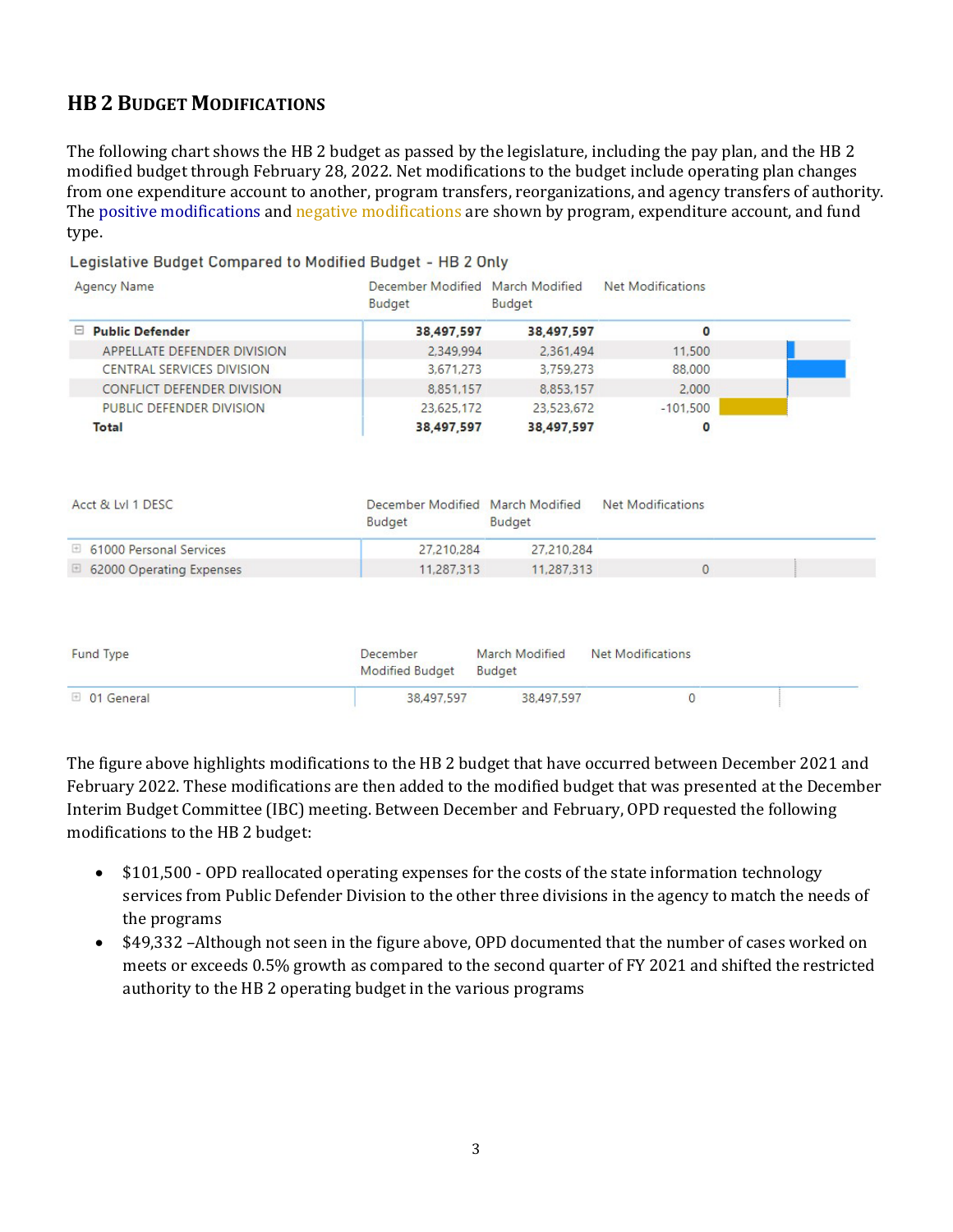## HB 2 Budget Modifications

The following chart shows the HB 2 budget as passed by the legislature, including the pay plan, and the HB 2 modified budget through February 28, 2022. Net modifications to the budget include operating plan changes from one expenditure account to another, program transfers, reorganizations, and agency transfers of authority. The positive modifications and negative modifications are shown by program, expenditure account, and fund type.

Legislative Budget Compared to Modified Budget - HB 2 Only

| Agency Name | December Modified Budget | March Modified Budget | Net Modifications |
|---|---|---|---|
| **Public Defender** | **38,497,597** | **38,497,597** | **0** |
| APPELLATE DEFENDER DIVISION | 2,349,994 | 2,361,494 | 11,500 |
| CENTRAL SERVICES DIVISION | 3,671,273 | 3,759,273 | 88,000 |
| CONFLICT DEFENDER DIVISION | 8,851,157 | 8,853,157 | 2,000 |
| PUBLIC DEFENDER DIVISION | 23,625,172 | 23,523,672 | -101,500 |
| **Total** | **38,497,597** | **38,497,597** | **0** |

| Acct & Lvl 1 DESC | December Modified Budget | March Modified Budget | Net Modifications |
|---|---|---|---|
| 61000 Personal Services | 27,210,284 | 27,210,284 | |
| 62000 Operating Expenses | 11,287,313 | 11,287,313 | 0 |

| Fund Type | December Modified Budget | March Modified Budget | Net Modifications |
|---|---|---|---|
| 01 General | 38,497,597 | 38,497,597 | 0 |

The figure above highlights modifications to the HB 2 budget that have occurred between December 2021 and February 2022. These modifications are then added to the modified budget that was presented at the December Interim Budget Committee (IBC) meeting. Between December and February, OPD requested the following modifications to the HB 2 budget:

- $101,500 - OPD reallocated operating expenses for the costs of the state information technology services from Public Defender Division to the other three divisions in the agency to match the needs of the programs
- $49,332 –Although not seen in the figure above, OPD documented that the number of cases worked on meets or exceeds 0.5% growth as compared to the second quarter of FY 2021 and shifted the restricted authority to the HB 2 operating budget in the various programs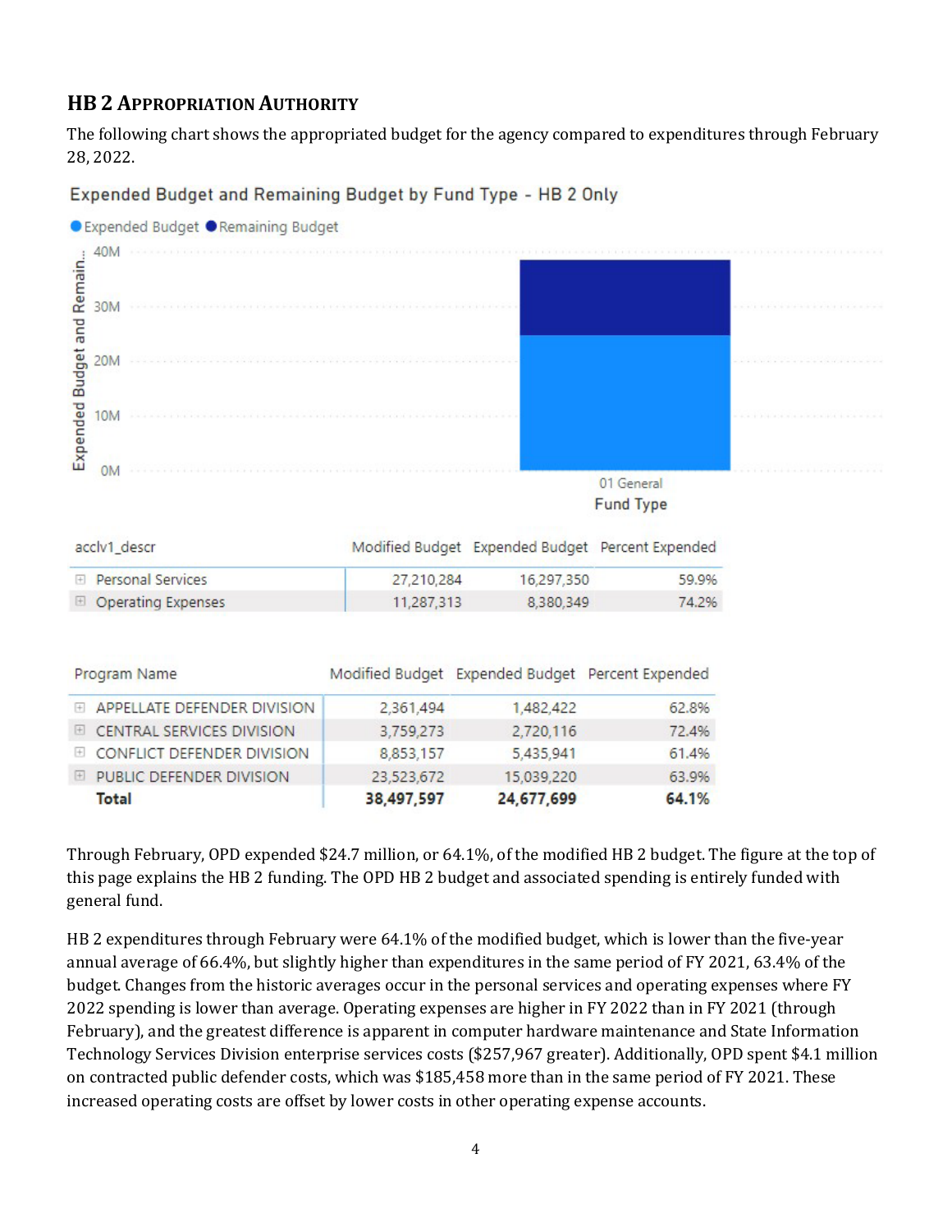## HB 2 Appropriation Authority

The following chart shows the appropriated budget for the agency compared to expenditures through February 28, 2022.

Expended Budget and Remaining Budget by Fund Type - HB 2 Only

| acclv1_descr | Modified Budget | Expended Budget | Percent Expended |
|---|---|---|---|
| Personal Services | 27,210,284 | 16,297,350 | 59.9% |
| Operating Expenses | 11,287,313 | 8,380,349 | 74.2% |

| Program Name | Modified Budget | Expended Budget | Percent Expended |
|---|---|---|---|
| APPELLATE DEFENDER DIVISION | 2,361,494 | 1,482,422 | 62.8% |
| CENTRAL SERVICES DIVISION | 3,759,273 | 2,720,116 | 72.4% |
| CONFLICT DEFENDER DIVISION | 8,853,157 | 5,435,941 | 61.4% |
| PUBLIC DEFENDER DIVISION | 23,523,672 | 15,039,220 | 63.9% |
| **Total** | **38,497,597** | **24,677,699** | **64.1%** |

Through February, OPD expended $24.7 million, or 64.1%, of the modified HB 2 budget. The figure at the top of this page explains the HB 2 funding. The OPD HB 2 budget and associated spending is entirely funded with general fund.

HB 2 expenditures through February were 64.1% of the modified budget, which is lower than the five-year annual average of 66.4%, but slightly higher than expenditures in the same period of FY 2021, 63.4% of the budget. Changes from the historic averages occur in the personal services and operating expenses where FY 2022 spending is lower than average. Operating expenses are higher in FY 2022 than in FY 2021 (through February), and the greatest difference is apparent in computer hardware maintenance and State Information Technology Services Division enterprise services costs ($257,967 greater). Additionally, OPD spent $4.1 million on contracted public defender costs, which was $185,458 more than in the same period of FY 2021. These increased operating costs are offset by lower costs in other operating expense accounts.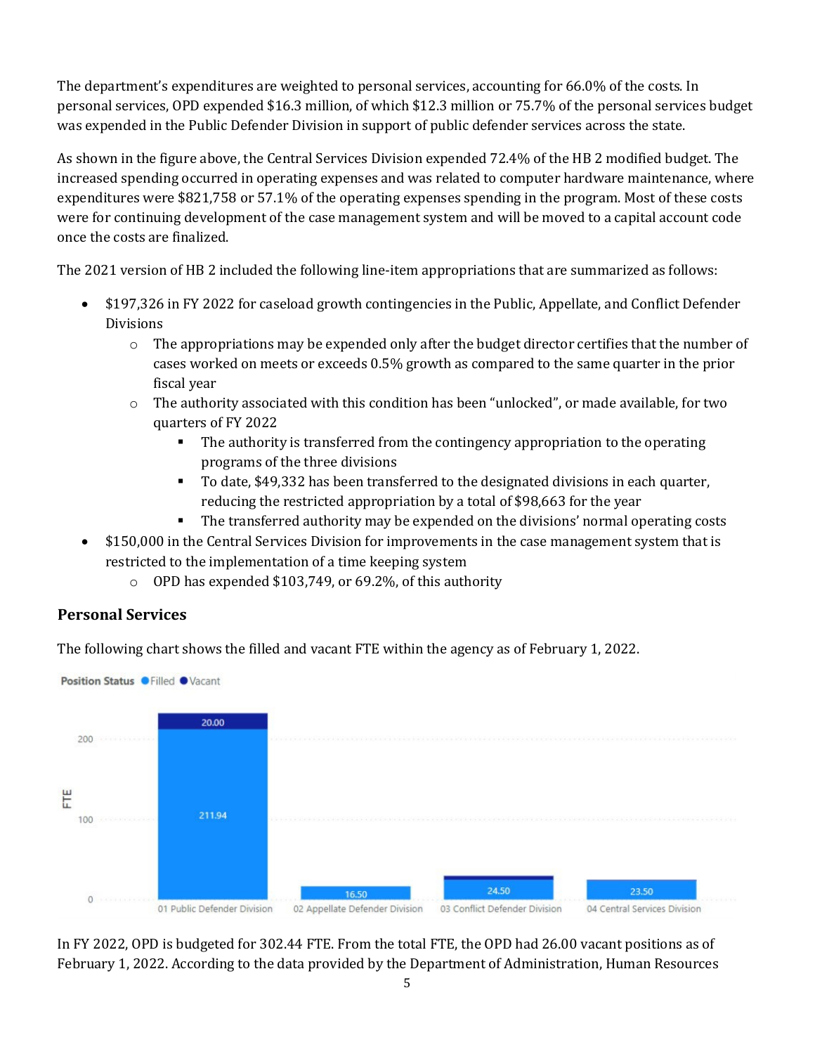The department's expenditures are weighted to personal services, accounting for 66.0% of the costs. In personal services, OPD expended $16.3 million, of which $12.3 million or 75.7% of the personal services budget was expended in the Public Defender Division in support of public defender services across the state.

As shown in the figure above, the Central Services Division expended 72.4% of the HB 2 modified budget. The increased spending occurred in operating expenses and was related to computer hardware maintenance, where expenditures were $821,758 or 57.1% of the operating expenses spending in the program. Most of these costs were for continuing development of the case management system and will be moved to a capital account code once the costs are finalized.

The 2021 version of HB 2 included the following line-item appropriations that are summarized as follows:

- $197,326 in FY 2022 for caseload growth contingencies in the Public, Appellate, and Conflict Defender Divisions
    - The appropriations may be expended only after the budget director certifies that the number of cases worked on meets or exceeds 0.5% growth as compared to the same quarter in the prior fiscal year
    - The authority associated with this condition has been "unlocked", or made available, for two quarters of FY 2022
        - The authority is transferred from the contingency appropriation to the operating programs of the three divisions
        - To date, $49,332 has been transferred to the designated divisions in each quarter, reducing the restricted appropriation by a total of $98,663 for the year
        - The transferred authority may be expended on the divisions' normal operating costs
- $150,000 in the Central Services Division for improvements in the case management system that is restricted to the implementation of a time keeping system
    - OPD has expended $103,749, or 69.2%, of this authority

## Personal Services

The following chart shows the filled and vacant FTE within the agency as of February 1, 2022.

| Division | Filled FTE | Vacant FTE |
|---|---|---|
| 01 Public Defender Division | 211.94 | 20.00 |
| 02 Appellate Defender Division | 16.50 | |
| 03 Conflict Defender Division | 24.50 | |
| 04 Central Services Division | 23.50 | |

In FY 2022, OPD is budgeted for 302.44 FTE. From the total FTE, the OPD had 26.00 vacant positions as of February 1, 2022. According to the data provided by the Department of Administration, Human Resources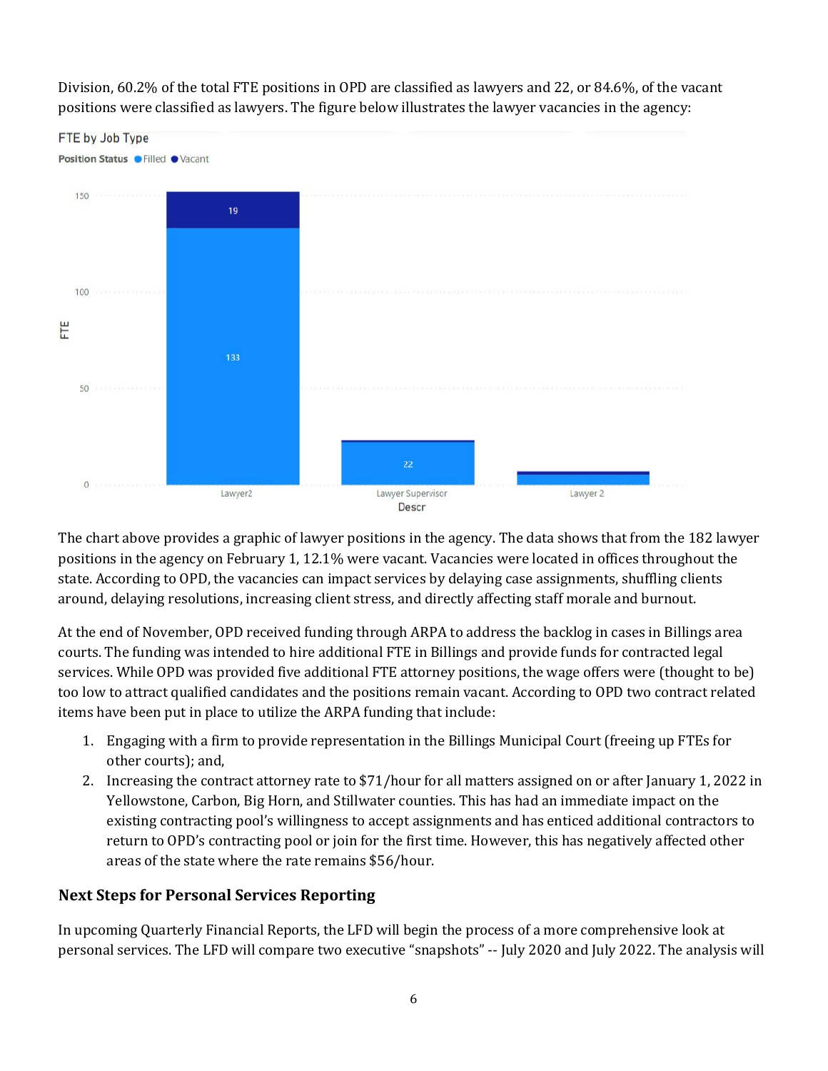Division, 60.2% of the total FTE positions in OPD are classified as lawyers and 22, or 84.6%, of the vacant positions were classified as lawyers. The figure below illustrates the lawyer vacancies in the agency:

FTE by Job Type

Position Status ● Filled ● Vacant

| Descr | Filled | Vacant |
|---|---|---|
| Lawyer2 | 133 | 19 |
| Lawyer Supervisor | 22 | |
| Lawyer 2 | | |

The chart above provides a graphic of lawyer positions in the agency. The data shows that from the 182 lawyer positions in the agency on February 1, 12.1% were vacant. Vacancies were located in offices throughout the state. According to OPD, the vacancies can impact services by delaying case assignments, shuffling clients around, delaying resolutions, increasing client stress, and directly affecting staff morale and burnout.

At the end of November, OPD received funding through ARPA to address the backlog in cases in Billings area courts. The funding was intended to hire additional FTE in Billings and provide funds for contracted legal services. While OPD was provided five additional FTE attorney positions, the wage offers were (thought to be) too low to attract qualified candidates and the positions remain vacant. According to OPD two contract related items have been put in place to utilize the ARPA funding that include:

1. Engaging with a firm to provide representation in the Billings Municipal Court (freeing up FTEs for other courts); and,
2. Increasing the contract attorney rate to $71/hour for all matters assigned on or after January 1, 2022 in Yellowstone, Carbon, Big Horn, and Stillwater counties. This has had an immediate impact on the existing contracting pool's willingness to accept assignments and has enticed additional contractors to return to OPD's contracting pool or join for the first time. However, this has negatively affected other areas of the state where the rate remains $56/hour.

### Next Steps for Personal Services Reporting

In upcoming Quarterly Financial Reports, the LFD will begin the process of a more comprehensive look at personal services. The LFD will compare two executive "snapshots" -- July 2020 and July 2022. The analysis will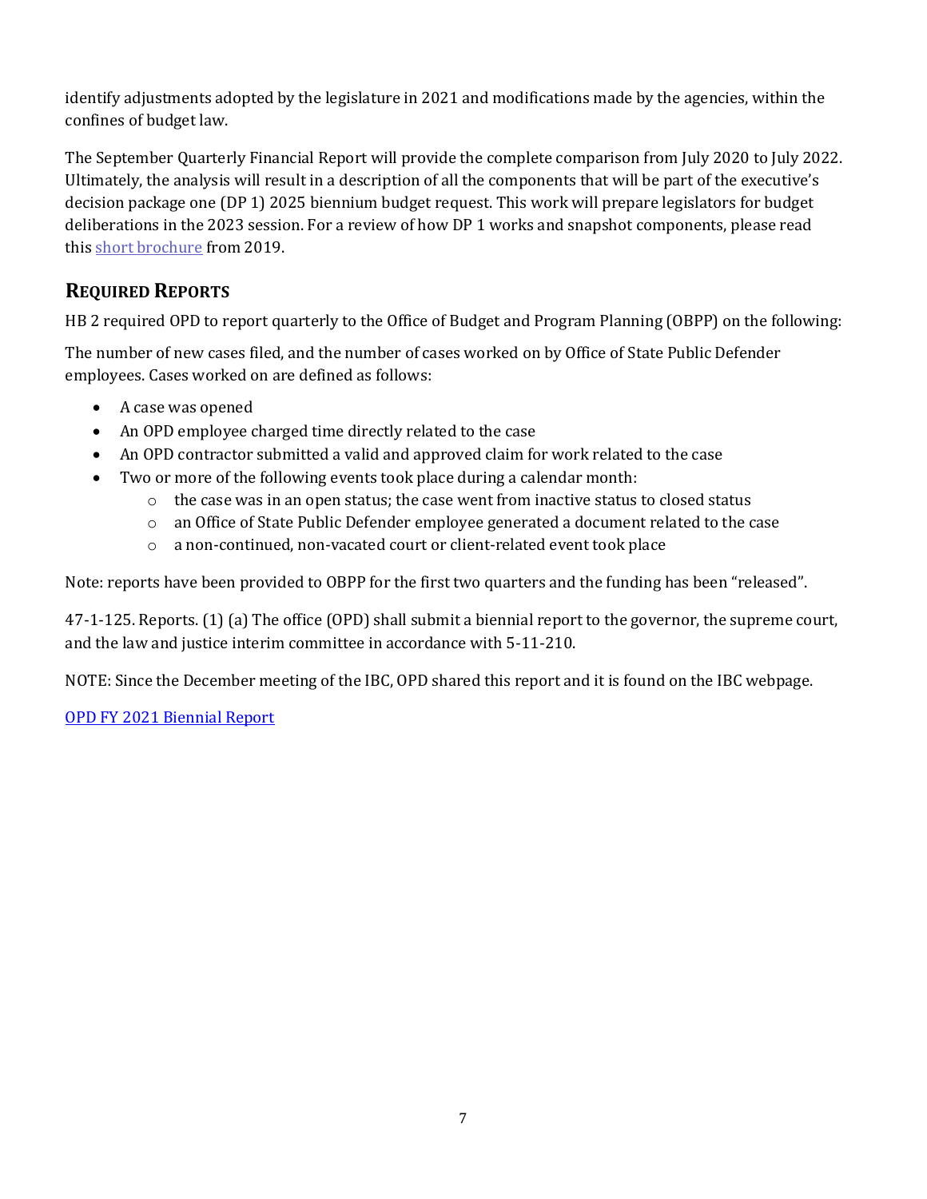identify adjustments adopted by the legislature in 2021 and modifications made by the agencies, within the confines of budget law.

The September Quarterly Financial Report will provide the complete comparison from July 2020 to July 2022. Ultimately, the analysis will result in a description of all the components that will be part of the executive's decision package one (DP 1) 2025 biennium budget request. This work will prepare legislators for budget deliberations in the 2023 session. For a review of how DP 1 works and snapshot components, please read this short brochure from 2019.

## Required Reports

HB 2 required OPD to report quarterly to the Office of Budget and Program Planning (OBPP) on the following:

The number of new cases filed, and the number of cases worked on by Office of State Public Defender employees. Cases worked on are defined as follows:

- A case was opened
- An OPD employee charged time directly related to the case
- An OPD contractor submitted a valid and approved claim for work related to the case
- Two or more of the following events took place during a calendar month:
    - the case was in an open status; the case went from inactive status to closed status
    - an Office of State Public Defender employee generated a document related to the case
    - a non-continued, non-vacated court or client-related event took place

Note: reports have been provided to OBPP for the first two quarters and the funding has been "released".

47-1-125. Reports. (1) (a) The office (OPD) shall submit a biennial report to the governor, the supreme court, and the law and justice interim committee in accordance with 5-11-210.

NOTE: Since the December meeting of the IBC, OPD shared this report and it is found on the IBC webpage.

OPD FY 2021 Biennial Report